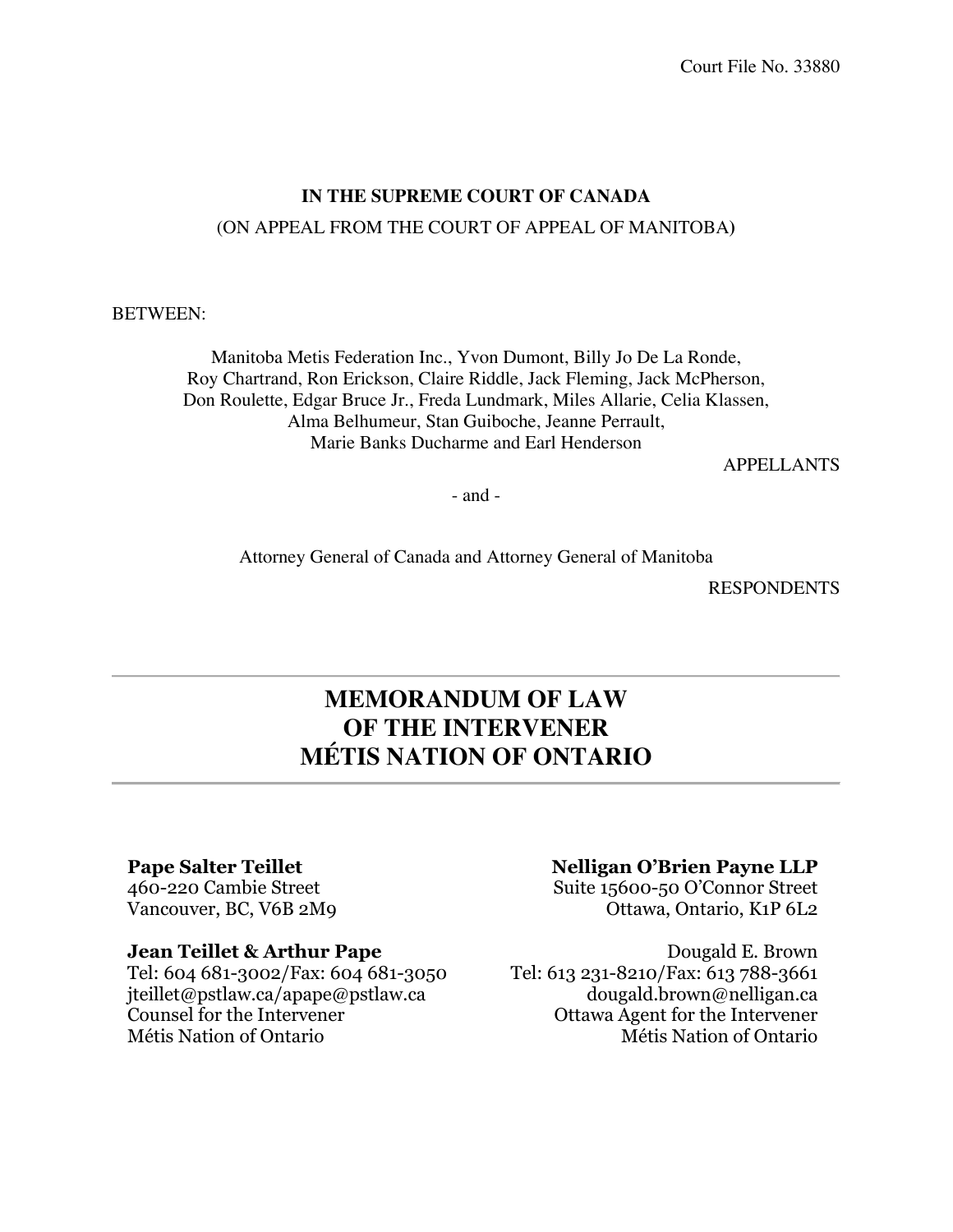Court File No. 33880

**IN THE SUPREME COURT OF CANADA**

(ON APPEAL FROM THE COURT OF APPEAL OF MANITOBA)

BETWEEN:

Manitoba Metis Federation Inc., Yvon Dumont, Billy Jo De La Ronde, Roy Chartrand, Ron Erickson, Claire Riddle, Jack Fleming, Jack McPherson, Don Roulette, Edgar Bruce Jr., Freda Lundmark, Miles Allarie, Celia Klassen, Alma Belhumeur, Stan Guiboche, Jeanne Perrault, Marie Banks Ducharme and Earl Henderson

APPELLANTS

- and -

Attorney General of Canada and Attorney General of Manitoba

RESPONDENTS

---

# MEMORANDUM OF LAW OF THE INTERVENER MÉTIS NATION OF ONTARIO

---

**Pape Salter Teillet**
460-220 Cambie Street
Vancouver, BC, V6B 2M9

**Jean Teillet & Arthur Pape**
Tel: 604 681-3002/Fax: 604 681-3050
jteillet@pstlaw.ca/apape@pstlaw.ca
Counsel for the Intervener
Métis Nation of Ontario

**Nelligan O'Brien Payne LLP**
Suite 15600-50 O'Connor Street
Ottawa, Ontario, K1P 6L2

Dougald E. Brown
Tel: 613 231-8210/Fax: 613 788-3661
dougald.brown@nelligan.ca
Ottawa Agent for the Intervener
Métis Nation of Ontario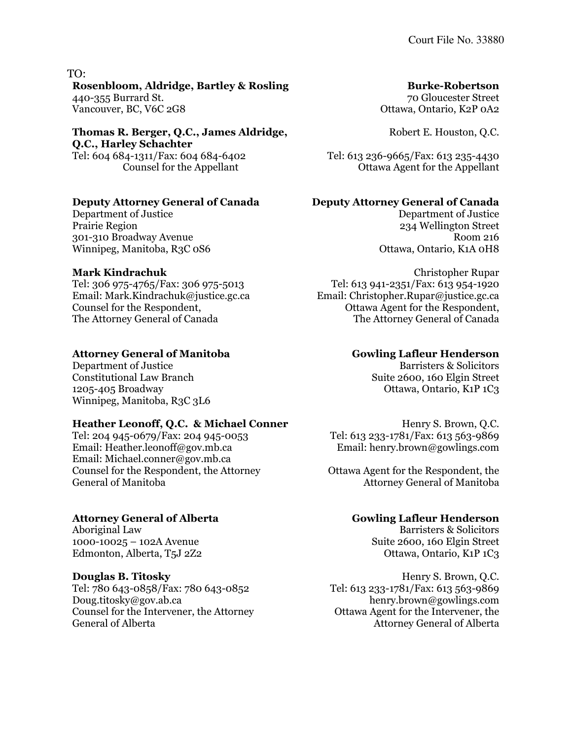Court File No. 33880

TO:

**Rosenbloom, Aldridge, Bartley & Rosling**
440-355 Burrard St.
Vancouver, BC, V6C 2G8

**Thomas R. Berger, Q.C., James Aldridge, Q.C., Harley Schachter**
Tel: 604 684-1311/Fax: 604 684-6402
Counsel for the Appellant

**Burke-Robertson**
70 Gloucester Street
Ottawa, Ontario, K2P 0A2

Robert E. Houston, Q.C.

Tel: 613 236-9665/Fax: 613 235-4430
Ottawa Agent for the Appellant

**Deputy Attorney General of Canada**
Department of Justice
Prairie Region
301-310 Broadway Avenue
Winnipeg, Manitoba, R3C 0S6

**Mark Kindrachuk**
Tel: 306 975-4765/Fax: 306 975-5013
Email: Mark.Kindrachuk@justice.gc.ca
Counsel for the Respondent,
The Attorney General of Canada

**Deputy Attorney General of Canada**
Department of Justice
234 Wellington Street
Room 216
Ottawa, Ontario, K1A 0H8

Christopher Rupar
Tel: 613 941-2351/Fax: 613 954-1920
Email: Christopher.Rupar@justice.gc.ca
Ottawa Agent for the Respondent,
The Attorney General of Canada

**Attorney General of Manitoba**
Department of Justice
Constitutional Law Branch
1205-405 Broadway
Winnipeg, Manitoba, R3C 3L6

**Heather Leonoff, Q.C. & Michael Conner**
Tel: 204 945-0679/Fax: 204 945-0053
Email: Heather.leonoff@gov.mb.ca
Email: Michael.conner@gov.mb.ca
Counsel for the Respondent, the Attorney General of Manitoba

**Gowling Lafleur Henderson**
Barristers & Solicitors
Suite 2600, 160 Elgin Street
Ottawa, Ontario, K1P 1C3

Henry S. Brown, Q.C.
Tel: 613 233-1781/Fax: 613 563-9869
Email: henry.brown@gowlings.com

Ottawa Agent for the Respondent, the Attorney General of Manitoba

**Attorney General of Alberta**
Aboriginal Law
1000-10025 – 102A Avenue
Edmonton, Alberta, T5J 2Z2

**Douglas B. Titosky**
Tel: 780 643-0858/Fax: 780 643-0852
Doug.titosky@gov.ab.ca
Counsel for the Intervener, the Attorney General of Alberta

**Gowling Lafleur Henderson**
Barristers & Solicitors
Suite 2600, 160 Elgin Street
Ottawa, Ontario, K1P 1C3

Henry S. Brown, Q.C.
Tel: 613 233-1781/Fax: 613 563-9869
henry.brown@gowlings.com
Ottawa Agent for the Intervener, the Attorney General of Alberta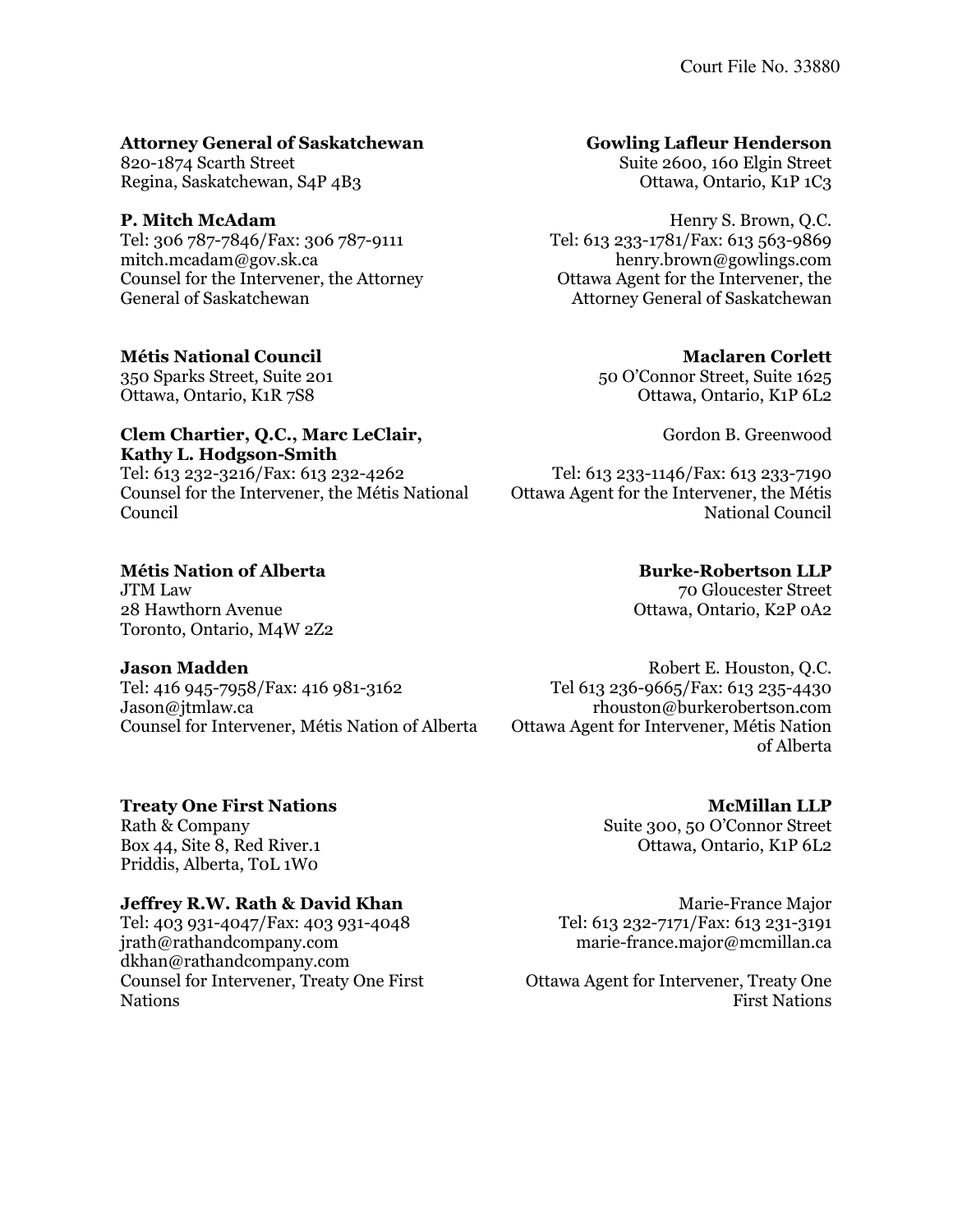Court File No. 33880

**Attorney General of Saskatchewan**
820-1874 Scarth Street
Regina, Saskatchewan, S4P 4B3

**P. Mitch McAdam**
Tel: 306 787-7846/Fax: 306 787-9111
mitch.mcadam@gov.sk.ca
Counsel for the Intervener, the Attorney General of Saskatchewan

**Gowling Lafleur Henderson**
Suite 2600, 160 Elgin Street
Ottawa, Ontario, K1P 1C3

Henry S. Brown, Q.C.
Tel: 613 233-1781/Fax: 613 563-9869
henry.brown@gowlings.com
Ottawa Agent for the Intervener, the Attorney General of Saskatchewan

**Métis National Council**
350 Sparks Street, Suite 201
Ottawa, Ontario, K1R 7S8

**Clem Chartier, Q.C., Marc LeClair, Kathy L. Hodgson-Smith**
Tel: 613 232-3216/Fax: 613 232-4262
Counsel for the Intervener, the Métis National Council

**Maclaren Corlett**
50 O'Connor Street, Suite 1625
Ottawa, Ontario, K1P 6L2

Gordon B. Greenwood

Tel: 613 233-1146/Fax: 613 233-7190
Ottawa Agent for the Intervener, the Métis National Council

**Métis Nation of Alberta**
JTM Law
28 Hawthorn Avenue
Toronto, Ontario, M4W 2Z2

**Jason Madden**
Tel: 416 945-7958/Fax: 416 981-3162
Jason@jtmlaw.ca
Counsel for Intervener, Métis Nation of Alberta

**Burke-Robertson LLP**
70 Gloucester Street
Ottawa, Ontario, K2P 0A2

Robert E. Houston, Q.C.
Tel 613 236-9665/Fax: 613 235-4430
rhouston@burkerobertson.com
Ottawa Agent for Intervener, Métis Nation of Alberta

**Treaty One First Nations**
Rath & Company
Box 44, Site 8, Red River.1
Priddis, Alberta, T0L 1W0

**Jeffrey R.W. Rath & David Khan**
Tel: 403 931-4047/Fax: 403 931-4048
jrath@rathandcompany.com
dkhan@rathandcompany.com
Counsel for Intervener, Treaty One First Nations

**McMillan LLP**
Suite 300, 50 O'Connor Street
Ottawa, Ontario, K1P 6L2

Marie-France Major
Tel: 613 232-7171/Fax: 613 231-3191
marie-france.major@mcmillan.ca

Ottawa Agent for Intervener, Treaty One First Nations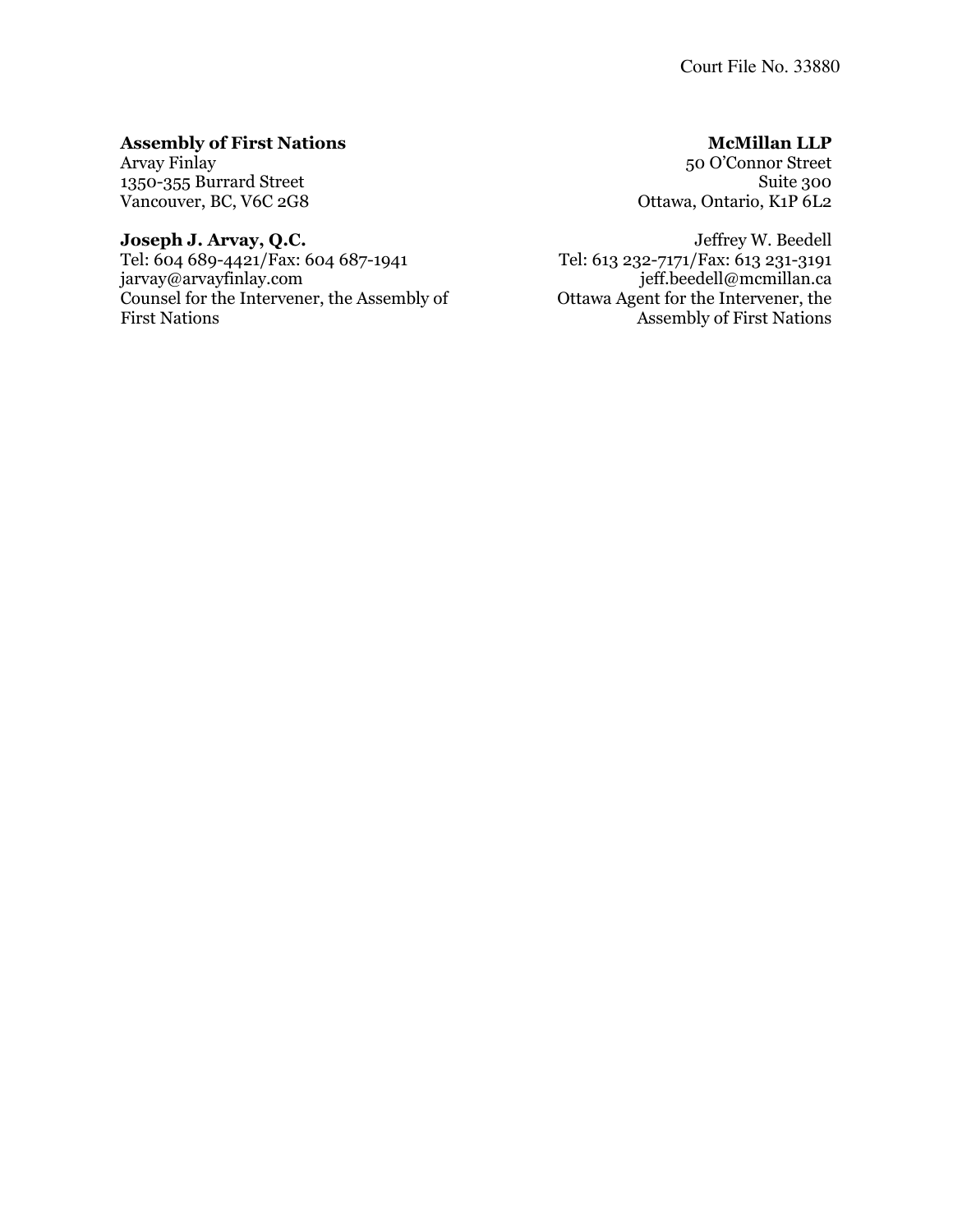Court File No. 33880

**Assembly of First Nations**
Arvay Finlay
1350-355 Burrard Street
Vancouver, BC, V6C 2G8

**Joseph J. Arvay, Q.C.**
Tel: 604 689-4421/Fax: 604 687-1941
jarvay@arvayfinlay.com
Counsel for the Intervener, the Assembly of First Nations

**McMillan LLP**
50 O'Connor Street
Suite 300
Ottawa, Ontario, K1P 6L2

Jeffrey W. Beedell
Tel: 613 232-7171/Fax: 613 231-3191
jeff.beedell@mcmillan.ca
Ottawa Agent for the Intervener, the Assembly of First Nations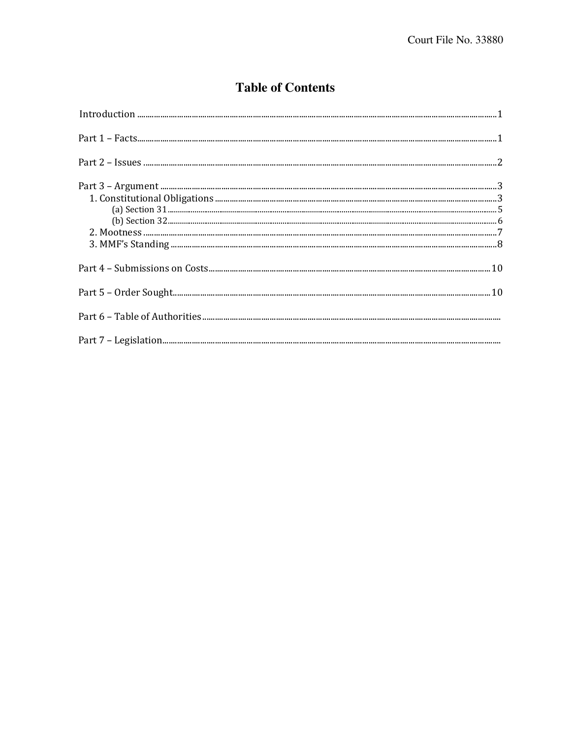Court File No. 33880

# Table of Contents

Introduction ........................................................................................................................................ 1

Part 1 – Facts........................................................................................................................................ 1

Part 2 – Issues ...................................................................................................................................... 2

Part 3 – Argument ............................................................................................................................... 3

- 1. Constitutional Obligations ........................................................................................................ 3
  - (a) Section 31 .................................................................................................................................. 5
  - (b) Section 32 .................................................................................................................................. 6
- 2. Mootness ........................................................................................................................................ 7
- 3. MMF's Standing ........................................................................................................................... 8

Part 4 – Submissions on Costs ...................................................................................................... 10

Part 5 – Order Sought........................................................................................................................ 10

Part 6 – Table of Authorities ............................................................................................................

Part 7 – Legislation..............................................................................................................................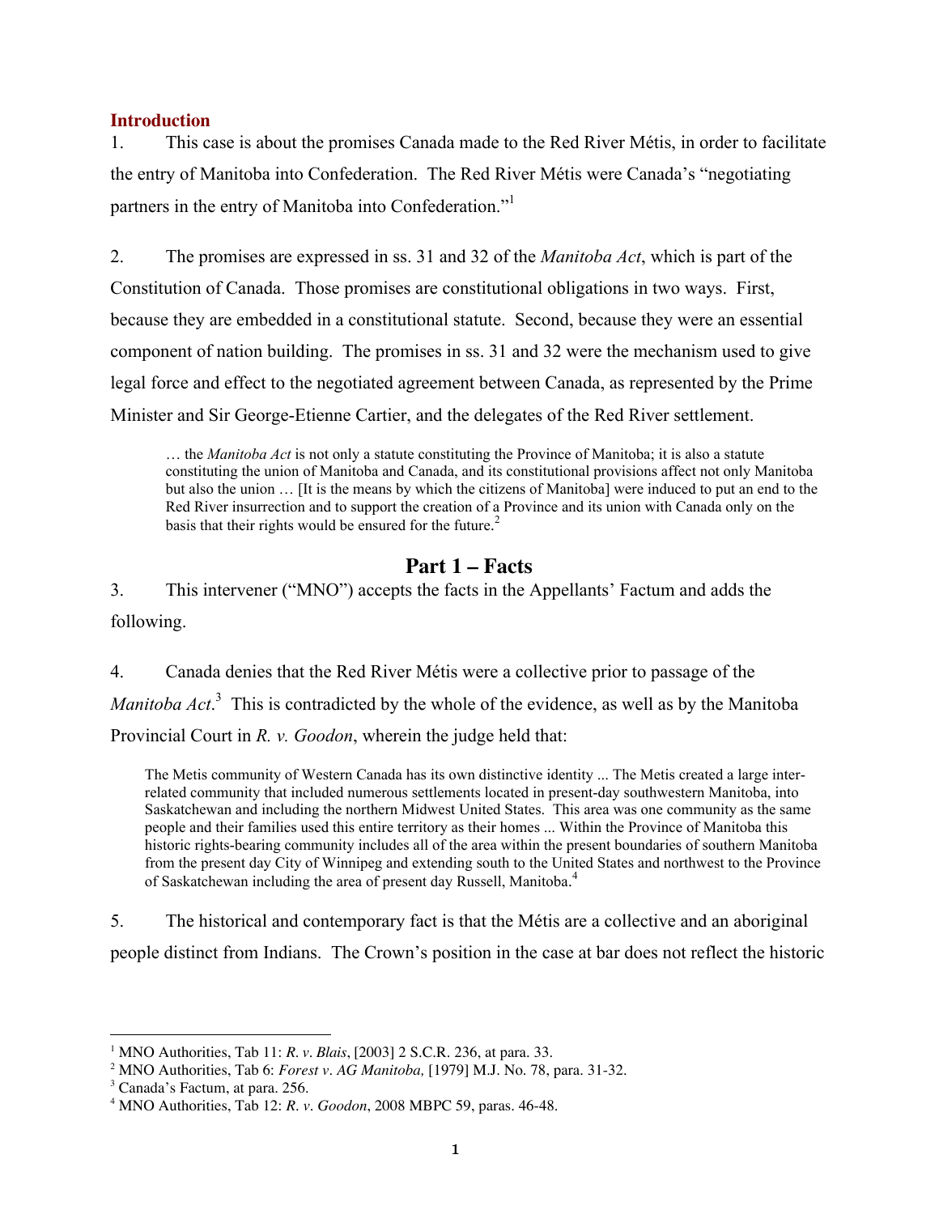### Introduction

1. This case is about the promises Canada made to the Red River Métis, in order to facilitate the entry of Manitoba into Confederation. The Red River Métis were Canada's "negotiating partners in the entry of Manitoba into Confederation."[1]

2. The promises are expressed in ss. 31 and 32 of the *Manitoba Act*, which is part of the Constitution of Canada. Those promises are constitutional obligations in two ways. First, because they are embedded in a constitutional statute. Second, because they were an essential component of nation building. The promises in ss. 31 and 32 were the mechanism used to give legal force and effect to the negotiated agreement between Canada, as represented by the Prime Minister and Sir George-Etienne Cartier, and the delegates of the Red River settlement.

> … the *Manitoba Act* is not only a statute constituting the Province of Manitoba; it is also a statute constituting the union of Manitoba and Canada, and its constitutional provisions affect not only Manitoba but also the union … [It is the means by which the citizens of Manitoba] were induced to put an end to the Red River insurrection and to support the creation of a Province and its union with Canada only on the basis that their rights would be ensured for the future.[2]

## Part 1 – Facts

3. This intervener ("MNO") accepts the facts in the Appellants' Factum and adds the following.

4. Canada denies that the Red River Métis were a collective prior to passage of the *Manitoba Act*.[3] This is contradicted by the whole of the evidence, as well as by the Manitoba Provincial Court in *R. v. Goodon*, wherein the judge held that:

> The Metis community of Western Canada has its own distinctive identity ... The Metis created a large inter-related community that included numerous settlements located in present-day southwestern Manitoba, into Saskatchewan and including the northern Midwest United States. This area was one community as the same people and their families used this entire territory as their homes ... Within the Province of Manitoba this historic rights-bearing community includes all of the area within the present boundaries of southern Manitoba from the present day City of Winnipeg and extending south to the United States and northwest to the Province of Saskatchewan including the area of present day Russell, Manitoba.[4]

5. The historical and contemporary fact is that the Métis are a collective and an aboriginal people distinct from Indians. The Crown's position in the case at bar does not reflect the historic

---

[1] MNO Authorities, Tab 11: *R. v. Blais*, [2003] 2 S.C.R. 236, at para. 33.

[2] MNO Authorities, Tab 6: *Forest v. AG Manitoba,* [1979] M.J. No. 78, para. 31-32.

[3] Canada's Factum, at para. 256.

[4] MNO Authorities, Tab 12: *R. v. Goodon*, 2008 MBPC 59, paras. 46-48.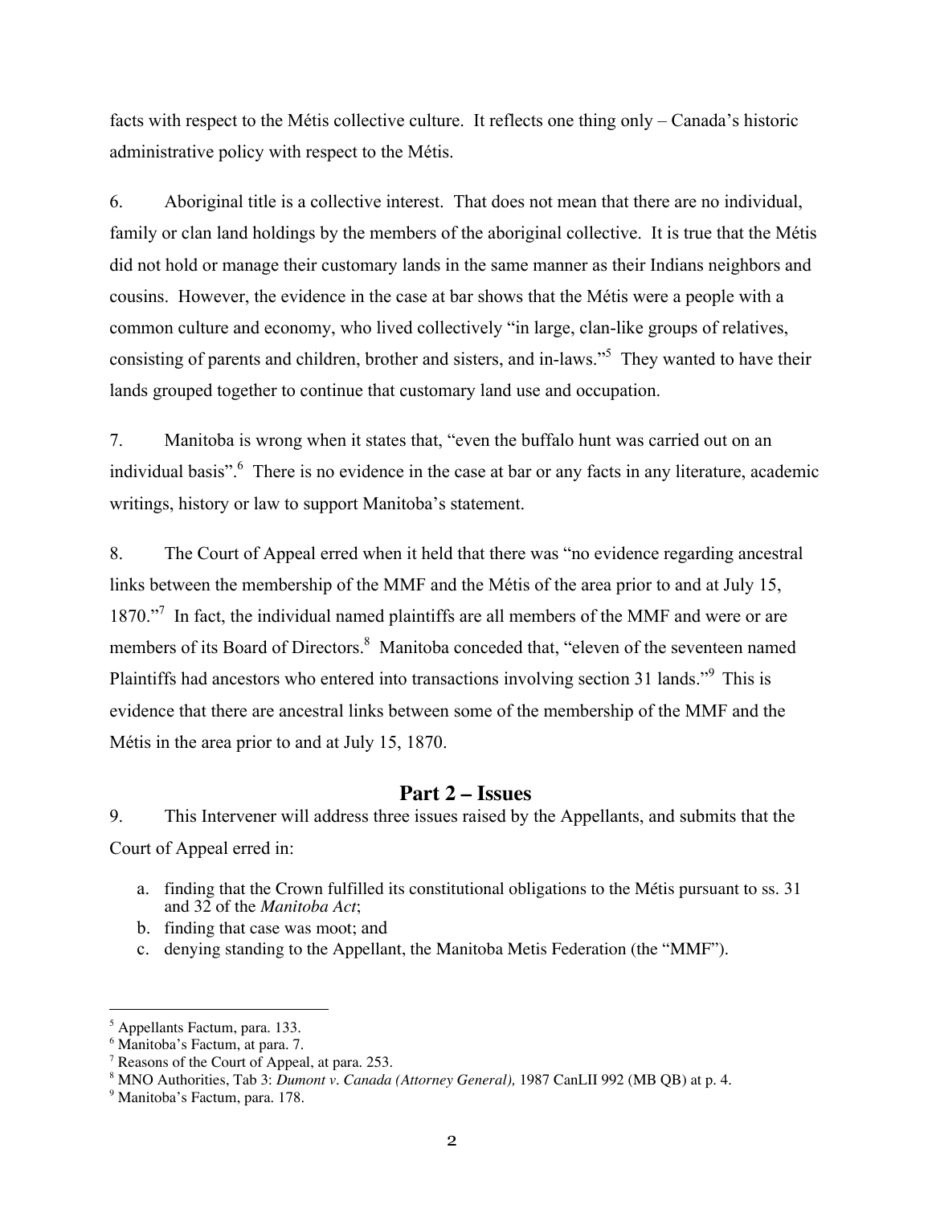facts with respect to the Métis collective culture. It reflects one thing only – Canada's historic administrative policy with respect to the Métis.

6. Aboriginal title is a collective interest. That does not mean that there are no individual, family or clan land holdings by the members of the aboriginal collective. It is true that the Métis did not hold or manage their customary lands in the same manner as their Indians neighbors and cousins. However, the evidence in the case at bar shows that the Métis were a people with a common culture and economy, who lived collectively "in large, clan-like groups of relatives, consisting of parents and children, brother and sisters, and in-laws."[5] They wanted to have their lands grouped together to continue that customary land use and occupation.

7. Manitoba is wrong when it states that, "even the buffalo hunt was carried out on an individual basis".[6] There is no evidence in the case at bar or any facts in any literature, academic writings, history or law to support Manitoba's statement.

8. The Court of Appeal erred when it held that there was "no evidence regarding ancestral links between the membership of the MMF and the Métis of the area prior to and at July 15, 1870."[7] In fact, the individual named plaintiffs are all members of the MMF and were or are members of its Board of Directors.[8] Manitoba conceded that, "eleven of the seventeen named Plaintiffs had ancestors who entered into transactions involving section 31 lands."[9] This is evidence that there are ancestral links between some of the membership of the MMF and the Métis in the area prior to and at July 15, 1870.

## Part 2 – Issues

9. This Intervener will address three issues raised by the Appellants, and submits that the Court of Appeal erred in:

a. finding that the Crown fulfilled its constitutional obligations to the Métis pursuant to ss. 31 and 32 of the *Manitoba Act*;
b. finding that case was moot; and
c. denying standing to the Appellant, the Manitoba Metis Federation (the "MMF").

---

[5] Appellants Factum, para. 133.
[6] Manitoba's Factum, at para. 7.
[7] Reasons of the Court of Appeal, at para. 253.
[8] MNO Authorities, Tab 3: *Dumont v. Canada (Attorney General),* 1987 CanLII 992 (MB QB) at p. 4.
[9] Manitoba's Factum, para. 178.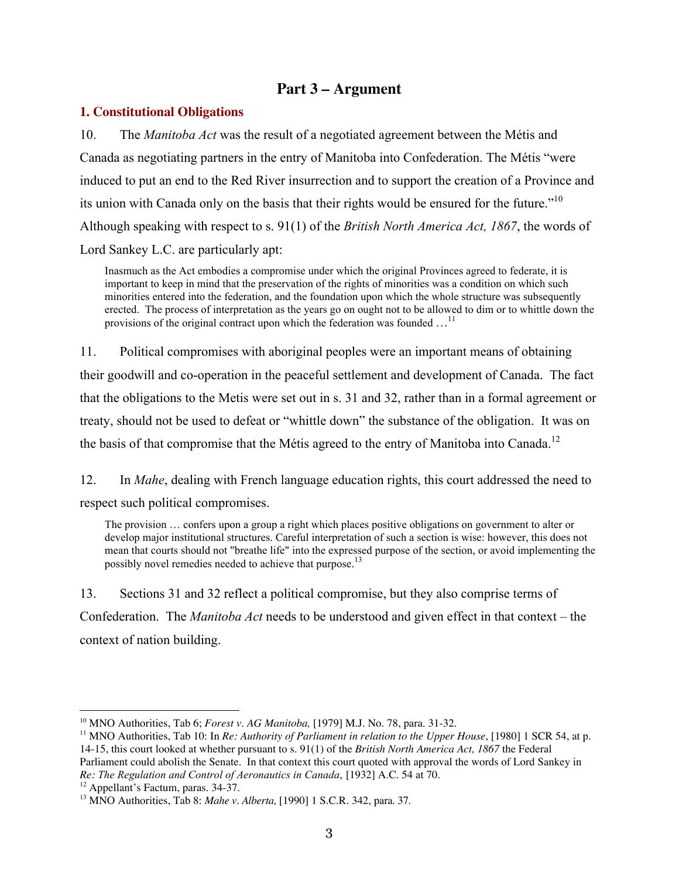## Part 3 – Argument

### 1. Constitutional Obligations

10. The *Manitoba Act* was the result of a negotiated agreement between the Métis and Canada as negotiating partners in the entry of Manitoba into Confederation. The Métis "were induced to put an end to the Red River insurrection and to support the creation of a Province and its union with Canada only on the basis that their rights would be ensured for the future."[10] Although speaking with respect to s. 91(1) of the *British North America Act, 1867*, the words of Lord Sankey L.C. are particularly apt:

> Inasmuch as the Act embodies a compromise under which the original Provinces agreed to federate, it is important to keep in mind that the preservation of the rights of minorities was a condition on which such minorities entered into the federation, and the foundation upon which the whole structure was subsequently erected. The process of interpretation as the years go on ought not to be allowed to dim or to whittle down the provisions of the original contract upon which the federation was founded …[11]

11. Political compromises with aboriginal peoples were an important means of obtaining their goodwill and co-operation in the peaceful settlement and development of Canada. The fact that the obligations to the Metis were set out in s. 31 and 32, rather than in a formal agreement or treaty, should not be used to defeat or "whittle down" the substance of the obligation. It was on the basis of that compromise that the Métis agreed to the entry of Manitoba into Canada.[12]

12. In *Mahe*, dealing with French language education rights, this court addressed the need to respect such political compromises.

> The provision … confers upon a group a right which places positive obligations on government to alter or develop major institutional structures. Careful interpretation of such a section is wise: however, this does not mean that courts should not "breathe life" into the expressed purpose of the section, or avoid implementing the possibly novel remedies needed to achieve that purpose.[13]

13. Sections 31 and 32 reflect a political compromise, but they also comprise terms of Confederation. The *Manitoba Act* needs to be understood and given effect in that context – the context of nation building.

---

[10] MNO Authorities, Tab 6; *Forest v. AG Manitoba,* [1979] M.J. No. 78, para. 31-32.

[11] MNO Authorities, Tab 10: In *Re: Authority of Parliament in relation to the Upper House*, [1980] 1 SCR 54, at p. 14-15, this court looked at whether pursuant to s. 91(1) of the *British North America Act, 1867* the Federal Parliament could abolish the Senate. In that context this court quoted with approval the words of Lord Sankey in *Re: The Regulation and Control of Aeronautics in Canada*, [1932] A.C. 54 at 70.

[12] Appellant's Factum, paras. 34-37.

[13] MNO Authorities, Tab 8: *Mahe v. Alberta,* [1990] 1 S.C.R. 342, para. 37.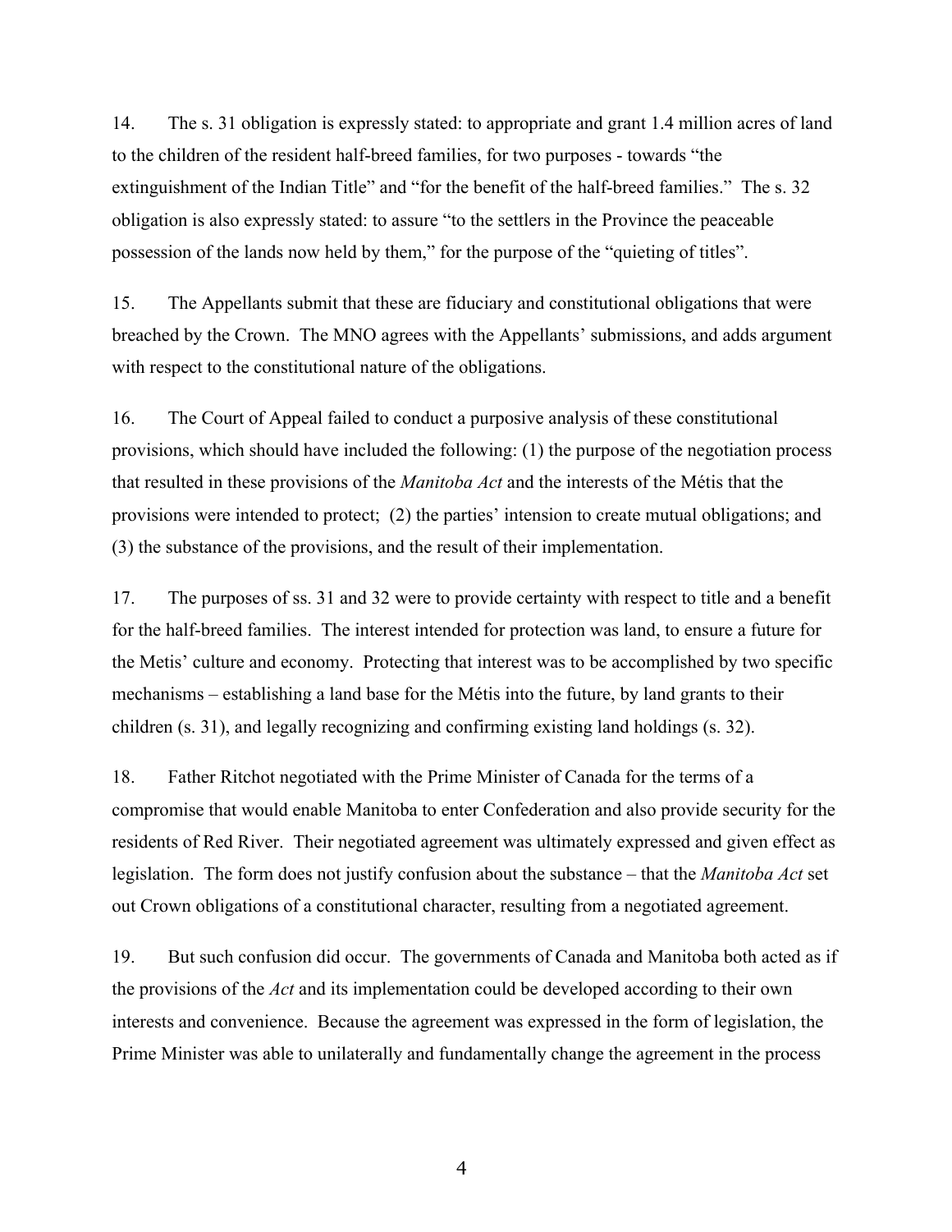14. The s. 31 obligation is expressly stated: to appropriate and grant 1.4 million acres of land to the children of the resident half-breed families, for two purposes - towards "the extinguishment of the Indian Title" and "for the benefit of the half-breed families." The s. 32 obligation is also expressly stated: to assure "to the settlers in the Province the peaceable possession of the lands now held by them," for the purpose of the "quieting of titles".

15. The Appellants submit that these are fiduciary and constitutional obligations that were breached by the Crown. The MNO agrees with the Appellants' submissions, and adds argument with respect to the constitutional nature of the obligations.

16. The Court of Appeal failed to conduct a purposive analysis of these constitutional provisions, which should have included the following: (1) the purpose of the negotiation process that resulted in these provisions of the *Manitoba Act* and the interests of the Métis that the provisions were intended to protect; (2) the parties' intension to create mutual obligations; and (3) the substance of the provisions, and the result of their implementation.

17. The purposes of ss. 31 and 32 were to provide certainty with respect to title and a benefit for the half-breed families. The interest intended for protection was land, to ensure a future for the Metis' culture and economy. Protecting that interest was to be accomplished by two specific mechanisms – establishing a land base for the Métis into the future, by land grants to their children (s. 31), and legally recognizing and confirming existing land holdings (s. 32).

18. Father Ritchot negotiated with the Prime Minister of Canada for the terms of a compromise that would enable Manitoba to enter Confederation and also provide security for the residents of Red River. Their negotiated agreement was ultimately expressed and given effect as legislation. The form does not justify confusion about the substance – that the *Manitoba Act* set out Crown obligations of a constitutional character, resulting from a negotiated agreement.

19. But such confusion did occur. The governments of Canada and Manitoba both acted as if the provisions of the *Act* and its implementation could be developed according to their own interests and convenience. Because the agreement was expressed in the form of legislation, the Prime Minister was able to unilaterally and fundamentally change the agreement in the process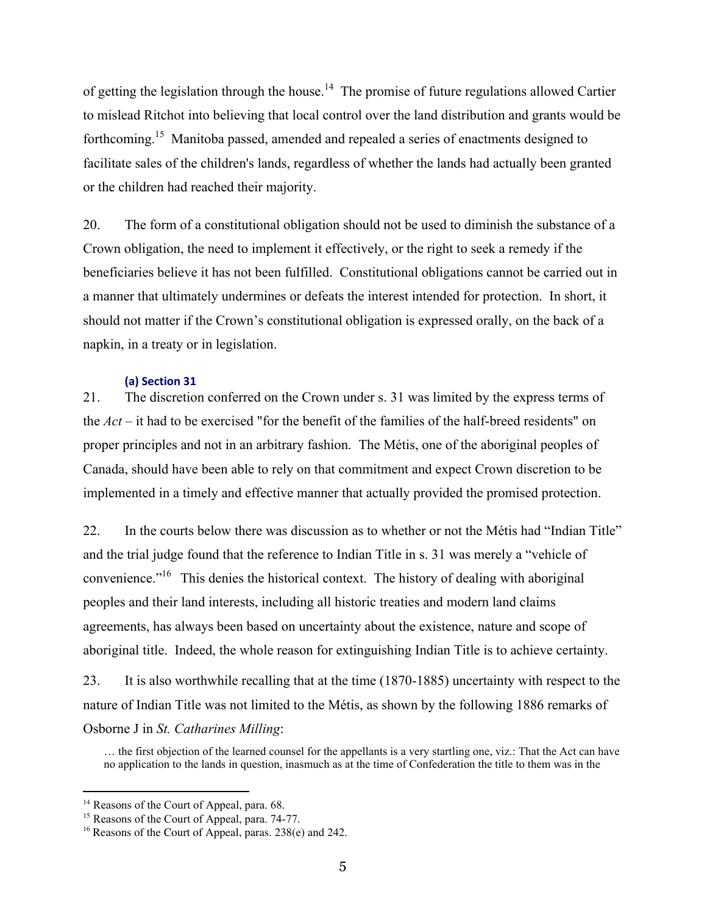of getting the legislation through the house.[14] The promise of future regulations allowed Cartier to mislead Ritchot into believing that local control over the land distribution and grants would be forthcoming.[15] Manitoba passed, amended and repealed a series of enactments designed to facilitate sales of the children's lands, regardless of whether the lands had actually been granted or the children had reached their majority.

20. The form of a constitutional obligation should not be used to diminish the substance of a Crown obligation, the need to implement it effectively, or the right to seek a remedy if the beneficiaries believe it has not been fulfilled. Constitutional obligations cannot be carried out in a manner that ultimately undermines or defeats the interest intended for protection. In short, it should not matter if the Crown's constitutional obligation is expressed orally, on the back of a napkin, in a treaty or in legislation.

### (a) Section 31

21. The discretion conferred on the Crown under s. 31 was limited by the express terms of the *Act* – it had to be exercised "for the benefit of the families of the half-breed residents" on proper principles and not in an arbitrary fashion. The Métis, one of the aboriginal peoples of Canada, should have been able to rely on that commitment and expect Crown discretion to be implemented in a timely and effective manner that actually provided the promised protection.

22. In the courts below there was discussion as to whether or not the Métis had "Indian Title" and the trial judge found that the reference to Indian Title in s. 31 was merely a "vehicle of convenience."[16] This denies the historical context. The history of dealing with aboriginal peoples and their land interests, including all historic treaties and modern land claims agreements, has always been based on uncertainty about the existence, nature and scope of aboriginal title. Indeed, the whole reason for extinguishing Indian Title is to achieve certainty.

23. It is also worthwhile recalling that at the time (1870-1885) uncertainty with respect to the nature of Indian Title was not limited to the Métis, as shown by the following 1886 remarks of Osborne J in *St. Catharines Milling*:

> … the first objection of the learned counsel for the appellants is a very startling one, viz.: That the Act can have no application to the lands in question, inasmuch as at the time of Confederation the title to them was in the

---

[14] Reasons of the Court of Appeal, para. 68.

[15] Reasons of the Court of Appeal, para. 74-77.

[16] Reasons of the Court of Appeal, paras. 238(e) and 242.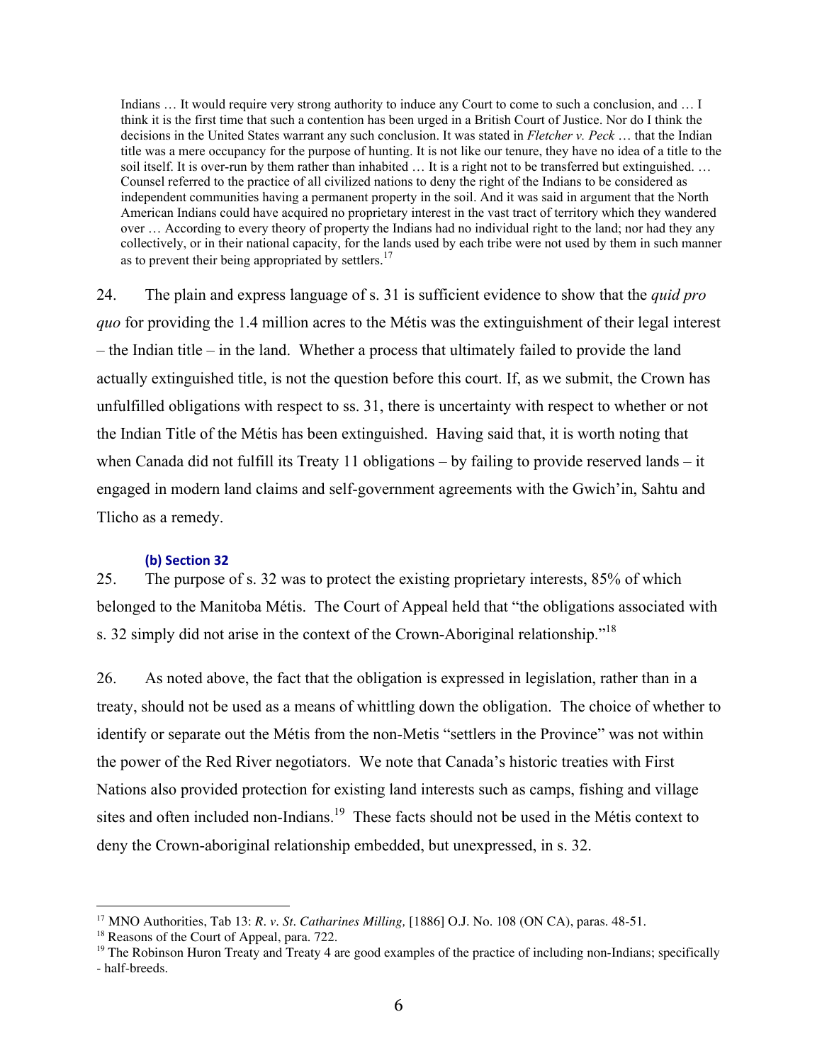> Indians … It would require very strong authority to induce any Court to come to such a conclusion, and … I think it is the first time that such a contention has been urged in a British Court of Justice. Nor do I think the decisions in the United States warrant any such conclusion. It was stated in *Fletcher v. Peck* … that the Indian title was a mere occupancy for the purpose of hunting. It is not like our tenure, they have no idea of a title to the soil itself. It is over-run by them rather than inhabited … It is a right not to be transferred but extinguished. … Counsel referred to the practice of all civilized nations to deny the right of the Indians to be considered as independent communities having a permanent property in the soil. And it was said in argument that the North American Indians could have acquired no proprietary interest in the vast tract of territory which they wandered over … According to every theory of property the Indians had no individual right to the land; nor had they any collectively, or in their national capacity, for the lands used by each tribe were not used by them in such manner as to prevent their being appropriated by settlers.[17]

24. The plain and express language of s. 31 is sufficient evidence to show that the *quid pro quo* for providing the 1.4 million acres to the Métis was the extinguishment of their legal interest – the Indian title – in the land. Whether a process that ultimately failed to provide the land actually extinguished title, is not the question before this court. If, as we submit, the Crown has unfulfilled obligations with respect to ss. 31, there is uncertainty with respect to whether or not the Indian Title of the Métis has been extinguished. Having said that, it is worth noting that when Canada did not fulfill its Treaty 11 obligations – by failing to provide reserved lands – it engaged in modern land claims and self-government agreements with the Gwich'in, Sahtu and Tlicho as a remedy.

### (b) Section 32

25. The purpose of s. 32 was to protect the existing proprietary interests, 85% of which belonged to the Manitoba Métis. The Court of Appeal held that "the obligations associated with s. 32 simply did not arise in the context of the Crown-Aboriginal relationship."[18]

26. As noted above, the fact that the obligation is expressed in legislation, rather than in a treaty, should not be used as a means of whittling down the obligation. The choice of whether to identify or separate out the Métis from the non-Metis "settlers in the Province" was not within the power of the Red River negotiators. We note that Canada's historic treaties with First Nations also provided protection for existing land interests such as camps, fishing and village sites and often included non-Indians.[19] These facts should not be used in the Métis context to deny the Crown-aboriginal relationship embedded, but unexpressed, in s. 32.

---

[17] MNO Authorities, Tab 13: *R. v. St. Catharines Milling,* [1886] O.J. No. 108 (ON CA), paras. 48-51.

[18] Reasons of the Court of Appeal, para. 722.

[19] The Robinson Huron Treaty and Treaty 4 are good examples of the practice of including non-Indians; specifically - half-breeds.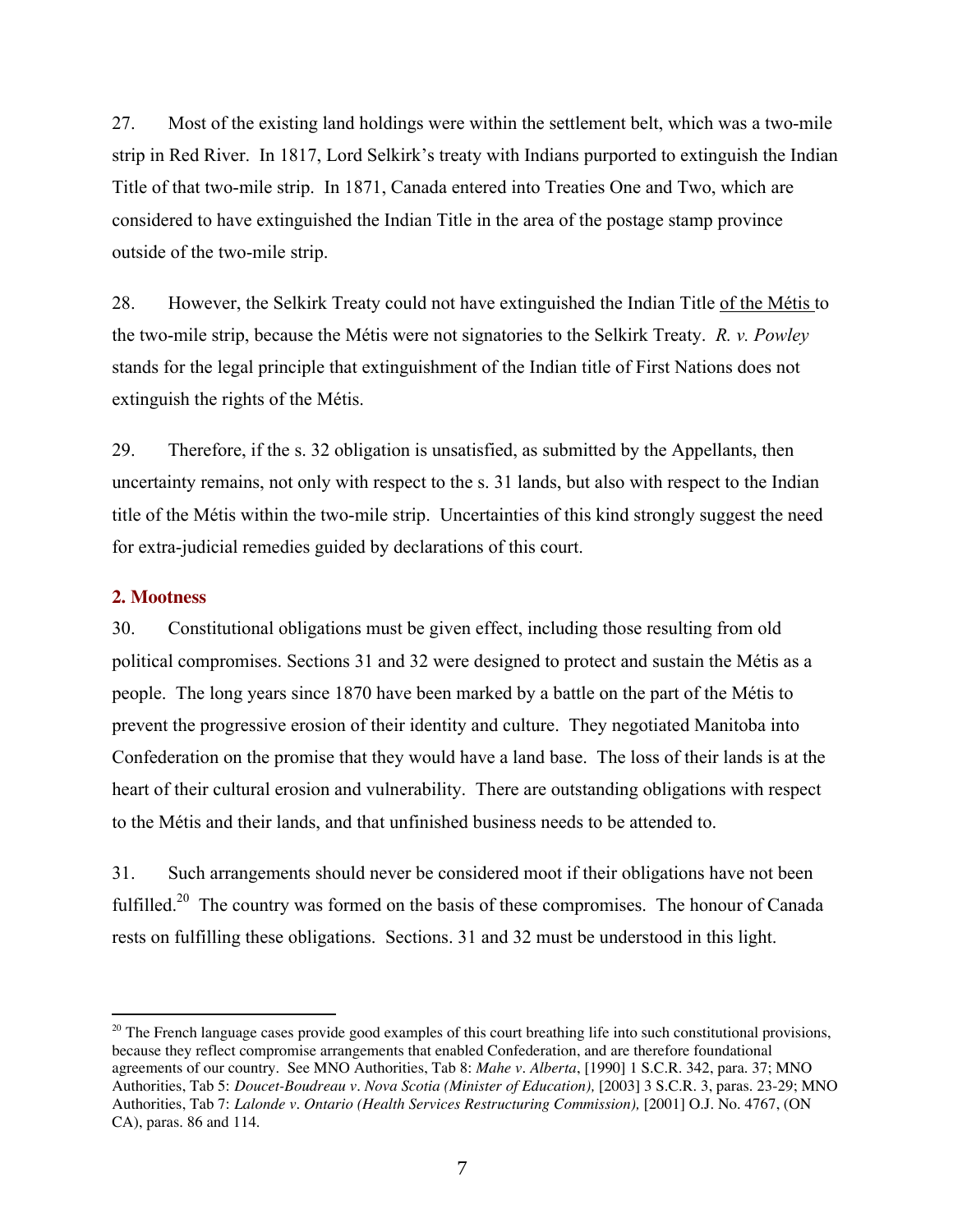27. Most of the existing land holdings were within the settlement belt, which was a two-mile strip in Red River. In 1817, Lord Selkirk's treaty with Indians purported to extinguish the Indian Title of that two-mile strip. In 1871, Canada entered into Treaties One and Two, which are considered to have extinguished the Indian Title in the area of the postage stamp province outside of the two-mile strip.

28. However, the Selkirk Treaty could not have extinguished the Indian Title <u>of the Métis</u> to the two-mile strip, because the Métis were not signatories to the Selkirk Treaty. *R. v. Powley* stands for the legal principle that extinguishment of the Indian title of First Nations does not extinguish the rights of the Métis.

29. Therefore, if the s. 32 obligation is unsatisfied, as submitted by the Appellants, then uncertainty remains, not only with respect to the s. 31 lands, but also with respect to the Indian title of the Métis within the two-mile strip. Uncertainties of this kind strongly suggest the need for extra-judicial remedies guided by declarations of this court.

### 2. Mootness

30. Constitutional obligations must be given effect, including those resulting from old political compromises. Sections 31 and 32 were designed to protect and sustain the Métis as a people. The long years since 1870 have been marked by a battle on the part of the Métis to prevent the progressive erosion of their identity and culture. They negotiated Manitoba into Confederation on the promise that they would have a land base. The loss of their lands is at the heart of their cultural erosion and vulnerability. There are outstanding obligations with respect to the Métis and their lands, and that unfinished business needs to be attended to.

31. Such arrangements should never be considered moot if their obligations have not been fulfilled.[20] The country was formed on the basis of these compromises. The honour of Canada rests on fulfilling these obligations. Sections. 31 and 32 must be understood in this light.

---

[20] The French language cases provide good examples of this court breathing life into such constitutional provisions, because they reflect compromise arrangements that enabled Confederation, and are therefore foundational agreements of our country. See MNO Authorities, Tab 8: *Mahe v. Alberta*, [1990] 1 S.C.R. 342, para. 37; MNO Authorities, Tab 5: *Doucet-Boudreau v. Nova Scotia (Minister of Education),* [2003] 3 S.C.R. 3, paras. 23-29; MNO Authorities, Tab 7: *Lalonde v. Ontario (Health Services Restructuring Commission),* [2001] O.J. No. 4767, (ON CA), paras. 86 and 114.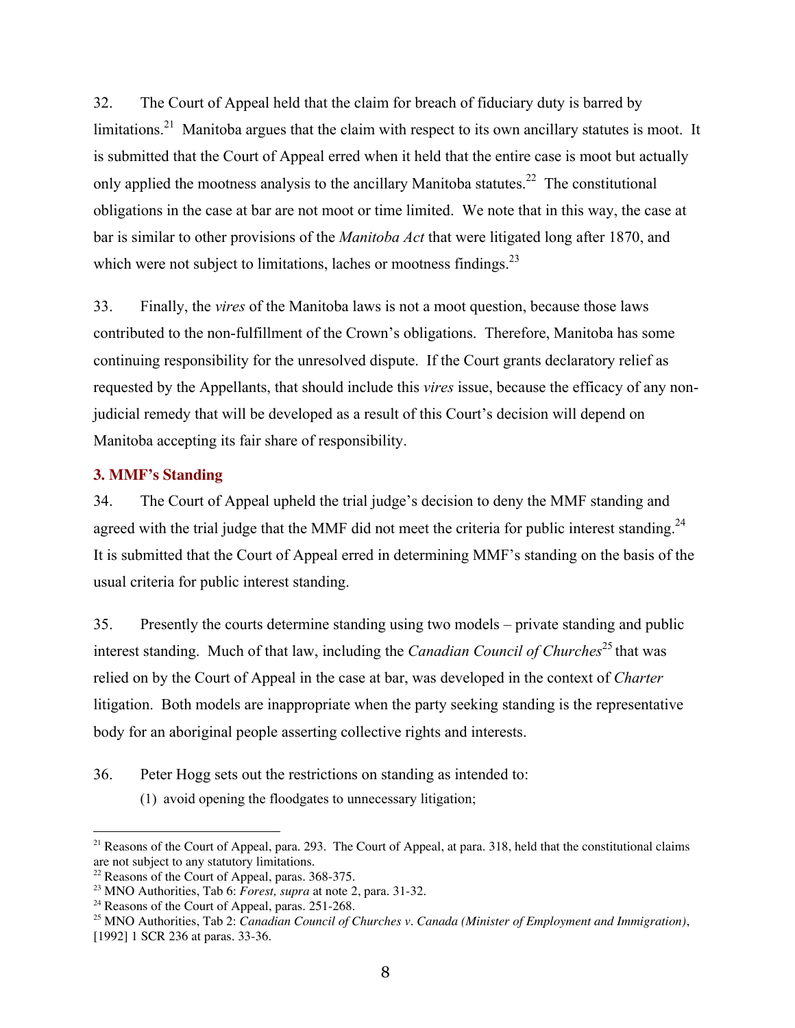32. The Court of Appeal held that the claim for breach of fiduciary duty is barred by limitations.[21] Manitoba argues that the claim with respect to its own ancillary statutes is moot. It is submitted that the Court of Appeal erred when it held that the entire case is moot but actually only applied the mootness analysis to the ancillary Manitoba statutes.[22] The constitutional obligations in the case at bar are not moot or time limited. We note that in this way, the case at bar is similar to other provisions of the *Manitoba Act* that were litigated long after 1870, and which were not subject to limitations, laches or mootness findings.[23]

33. Finally, the *vires* of the Manitoba laws is not a moot question, because those laws contributed to the non-fulfillment of the Crown's obligations. Therefore, Manitoba has some continuing responsibility for the unresolved dispute. If the Court grants declaratory relief as requested by the Appellants, that should include this *vires* issue, because the efficacy of any non-judicial remedy that will be developed as a result of this Court's decision will depend on Manitoba accepting its fair share of responsibility.

### 3. MMF's Standing

34. The Court of Appeal upheld the trial judge's decision to deny the MMF standing and agreed with the trial judge that the MMF did not meet the criteria for public interest standing.[24] It is submitted that the Court of Appeal erred in determining MMF's standing on the basis of the usual criteria for public interest standing.

35. Presently the courts determine standing using two models – private standing and public interest standing. Much of that law, including the *Canadian Council of Churches*[25] that was relied on by the Court of Appeal in the case at bar, was developed in the context of *Charter* litigation. Both models are inappropriate when the party seeking standing is the representative body for an aboriginal people asserting collective rights and interests.

36. Peter Hogg sets out the restrictions on standing as intended to:

(1) avoid opening the floodgates to unnecessary litigation;

---

[21] Reasons of the Court of Appeal, para. 293. The Court of Appeal, at para. 318, held that the constitutional claims are not subject to any statutory limitations.

[22] Reasons of the Court of Appeal, paras. 368-375.

[23] MNO Authorities, Tab 6: *Forest, supra* at note 2, para. 31-32.

[24] Reasons of the Court of Appeal, paras. 251-268.

[25] MNO Authorities, Tab 2: *Canadian Council of Churches v. Canada (Minister of Employment and Immigration)*, [1992] 1 SCR 236 at paras. 33-36.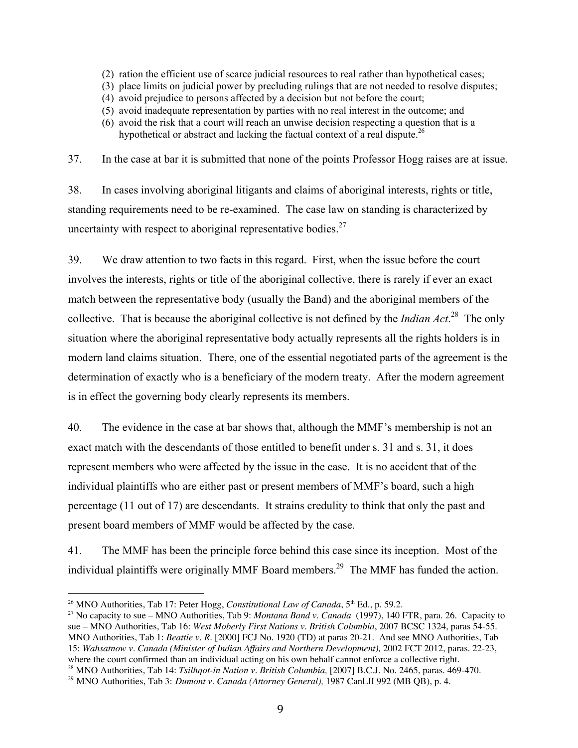(2) ration the efficient use of scarce judicial resources to real rather than hypothetical cases;
(3) place limits on judicial power by precluding rulings that are not needed to resolve disputes;
(4) avoid prejudice to persons affected by a decision but not before the court;
(5) avoid inadequate representation by parties with no real interest in the outcome; and
(6) avoid the risk that a court will reach an unwise decision respecting a question that is a hypothetical or abstract and lacking the factual context of a real dispute.[26]

37. In the case at bar it is submitted that none of the points Professor Hogg raises are at issue.

38. In cases involving aboriginal litigants and claims of aboriginal interests, rights or title, standing requirements need to be re-examined. The case law on standing is characterized by uncertainty with respect to aboriginal representative bodies.[27]

39. We draw attention to two facts in this regard. First, when the issue before the court involves the interests, rights or title of the aboriginal collective, there is rarely if ever an exact match between the representative body (usually the Band) and the aboriginal members of the collective. That is because the aboriginal collective is not defined by the *Indian Act*.[28] The only situation where the aboriginal representative body actually represents all the rights holders is in modern land claims situation. There, one of the essential negotiated parts of the agreement is the determination of exactly who is a beneficiary of the modern treaty. After the modern agreement is in effect the governing body clearly represents its members.

40. The evidence in the case at bar shows that, although the MMF's membership is not an exact match with the descendants of those entitled to benefit under s. 31 and s. 31, it does represent members who were affected by the issue in the case. It is no accident that of the individual plaintiffs who are either past or present members of MMF's board, such a high percentage (11 out of 17) are descendants. It strains credulity to think that only the past and present board members of MMF would be affected by the case.

41. The MMF has been the principle force behind this case since its inception. Most of the individual plaintiffs were originally MMF Board members.[29] The MMF has funded the action.

---

[26] MNO Authorities, Tab 17: Peter Hogg, *Constitutional Law of Canada*, 5th Ed., p. 59.2.

[27] No capacity to sue – MNO Authorities, Tab 9: *Montana Band v. Canada* (1997), 140 FTR, para. 26. Capacity to sue – MNO Authorities, Tab 16: *West Moberly First Nations v. British Columbia*, 2007 BCSC 1324, paras 54-55. MNO Authorities, Tab 1: *Beattie v. R.* [2000] FCJ No. 1920 (TD) at paras 20-21. And see MNO Authorities, Tab 15: *Wahsatnow v. Canada (Minister of Indian Affairs and Northern Development),* 2002 FCT 2012, paras. 22-23, where the court confirmed than an individual acting on his own behalf cannot enforce a collective right.

[28] MNO Authorities, Tab 14: *Tsilhqot-in Nation v. British Columbia,* [2007] B.C.J. No. 2465, paras. 469-470.

[29] MNO Authorities, Tab 3: *Dumont v. Canada (Attorney General),* 1987 CanLII 992 (MB QB), p. 4.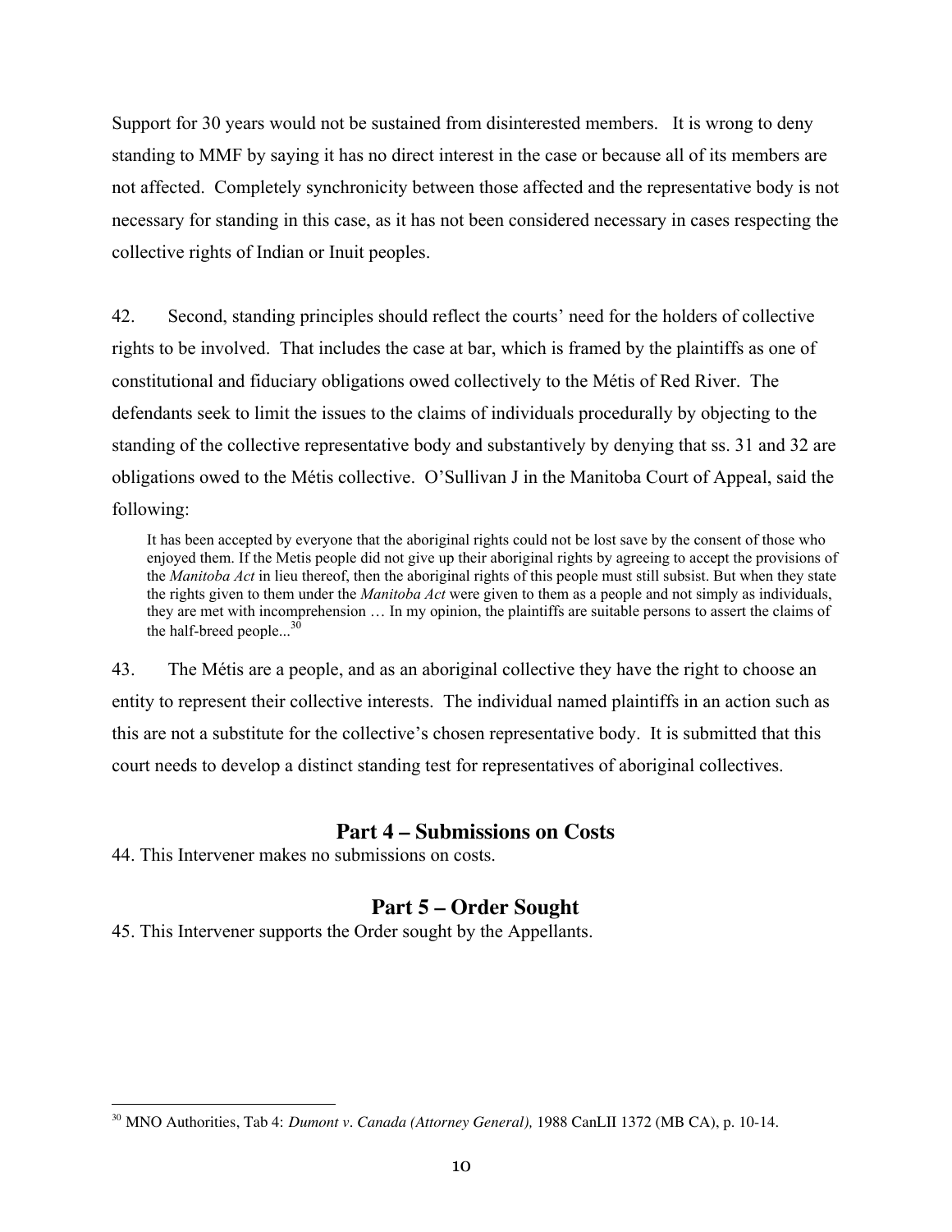Support for 30 years would not be sustained from disinterested members. It is wrong to deny standing to MMF by saying it has no direct interest in the case or because all of its members are not affected. Completely synchronicity between those affected and the representative body is not necessary for standing in this case, as it has not been considered necessary in cases respecting the collective rights of Indian or Inuit peoples.

42. Second, standing principles should reflect the courts' need for the holders of collective rights to be involved. That includes the case at bar, which is framed by the plaintiffs as one of constitutional and fiduciary obligations owed collectively to the Métis of Red River. The defendants seek to limit the issues to the claims of individuals procedurally by objecting to the standing of the collective representative body and substantively by denying that ss. 31 and 32 are obligations owed to the Métis collective. O'Sullivan J in the Manitoba Court of Appeal, said the following:

> It has been accepted by everyone that the aboriginal rights could not be lost save by the consent of those who enjoyed them. If the Metis people did not give up their aboriginal rights by agreeing to accept the provisions of the *Manitoba Act* in lieu thereof, then the aboriginal rights of this people must still subsist. But when they state the rights given to them under the *Manitoba Act* were given to them as a people and not simply as individuals, they are met with incomprehension … In my opinion, the plaintiffs are suitable persons to assert the claims of the half-breed people...[30]

43. The Métis are a people, and as an aboriginal collective they have the right to choose an entity to represent their collective interests. The individual named plaintiffs in an action such as this are not a substitute for the collective's chosen representative body. It is submitted that this court needs to develop a distinct standing test for representatives of aboriginal collectives.

## Part 4 – Submissions on Costs

44. This Intervener makes no submissions on costs.

## Part 5 – Order Sought

45. This Intervener supports the Order sought by the Appellants.

[30] MNO Authorities, Tab 4: *Dumont v. Canada (Attorney General),* 1988 CanLII 1372 (MB CA), p. 10-14.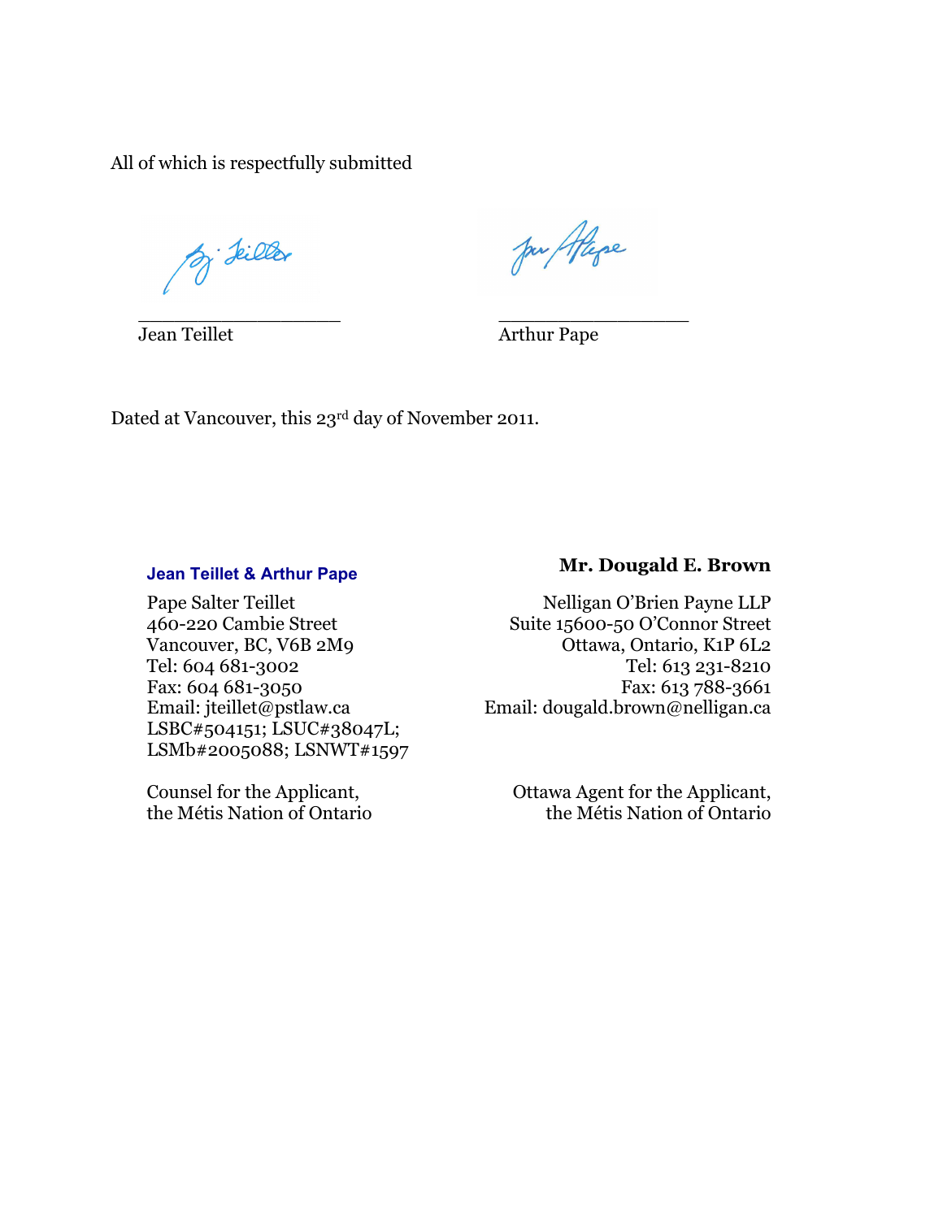All of which is respectfully submitted

\_\_\_\_\_\_\_\_\_\_\_\_\_\_\_\_\_
Jean Teillet

\_\_\_\_\_\_\_\_\_\_\_\_\_\_\_\_\_
Arthur Pape

Dated at Vancouver, this 23rd day of November 2011.

**Jean Teillet & Arthur Pape**

Pape Salter Teillet
460-220 Cambie Street
Vancouver, BC, V6B 2M9
Tel: 604 681-3002
Fax: 604 681-3050
Email: jteillet@pstlaw.ca
LSBC#504151; LSUC#38047L;
LSMb#2005088; LSNWT#1597

Counsel for the Applicant,
the Métis Nation of Ontario

**Mr. Dougald E. Brown**

Nelligan O'Brien Payne LLP
Suite 15600-50 O'Connor Street
Ottawa, Ontario, K1P 6L2
Tel: 613 231-8210
Fax: 613 788-3661
Email: dougald.brown@nelligan.ca

Ottawa Agent for the Applicant,
the Métis Nation of Ontario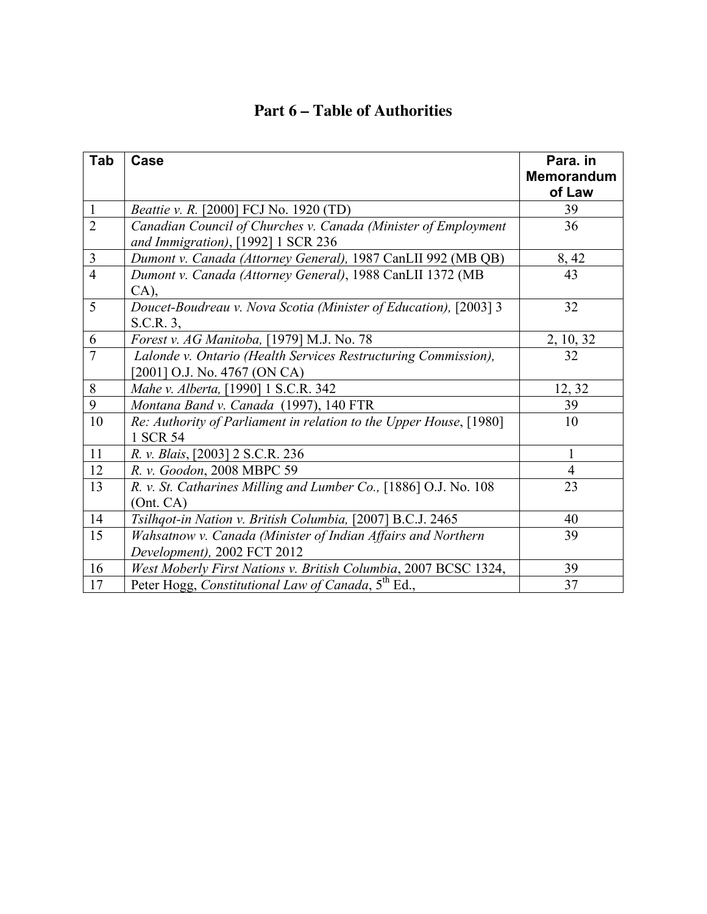# Part 6 – Table of Authorities

| Tab | Case | Para. in Memorandum of Law |
|---|---|---|
| 1 | *Beattie v. R.* [2000] FCJ No. 1920 (TD) | 39 |
| 2 | *Canadian Council of Churches v. Canada (Minister of Employment and Immigration)*, [1992] 1 SCR 236 | 36 |
| 3 | *Dumont v. Canada (Attorney General),* 1987 CanLII 992 (MB QB) | 8, 42 |
| 4 | *Dumont v. Canada (Attorney General)*, 1988 CanLII 1372 (MB CA), | 43 |
| 5 | *Doucet-Boudreau v. Nova Scotia (Minister of Education),* [2003] 3 S.C.R. 3, | 32 |
| 6 | *Forest v. AG Manitoba,* [1979] M.J. No. 78 | 2, 10, 32 |
| 7 | *Lalonde v. Ontario (Health Services Restructuring Commission),* [2001] O.J. No. 4767 (ON CA) | 32 |
| 8 | *Mahe v. Alberta,* [1990] 1 S.C.R. 342 | 12, 32 |
| 9 | *Montana Band v. Canada* (1997), 140 FTR | 39 |
| 10 | *Re: Authority of Parliament in relation to the Upper House*, [1980] 1 SCR 54 | 10 |
| 11 | *R. v. Blais*, [2003] 2 S.C.R. 236 | 1 |
| 12 | *R. v. Goodon*, 2008 MBPC 59 | 4 |
| 13 | *R. v. St. Catharines Milling and Lumber Co.,* [1886] O.J. No. 108 (Ont. CA) | 23 |
| 14 | *Tsilhqot-in Nation v. British Columbia,* [2007] B.C.J. 2465 | 40 |
| 15 | *Wahsatnow v. Canada (Minister of Indian Affairs and Northern Development),* 2002 FCT 2012 | 39 |
| 16 | *West Moberly First Nations v. British Columbia*, 2007 BCSC 1324, | 39 |
| 17 | Peter Hogg, *Constitutional Law of Canada*, 5th Ed., | 37 |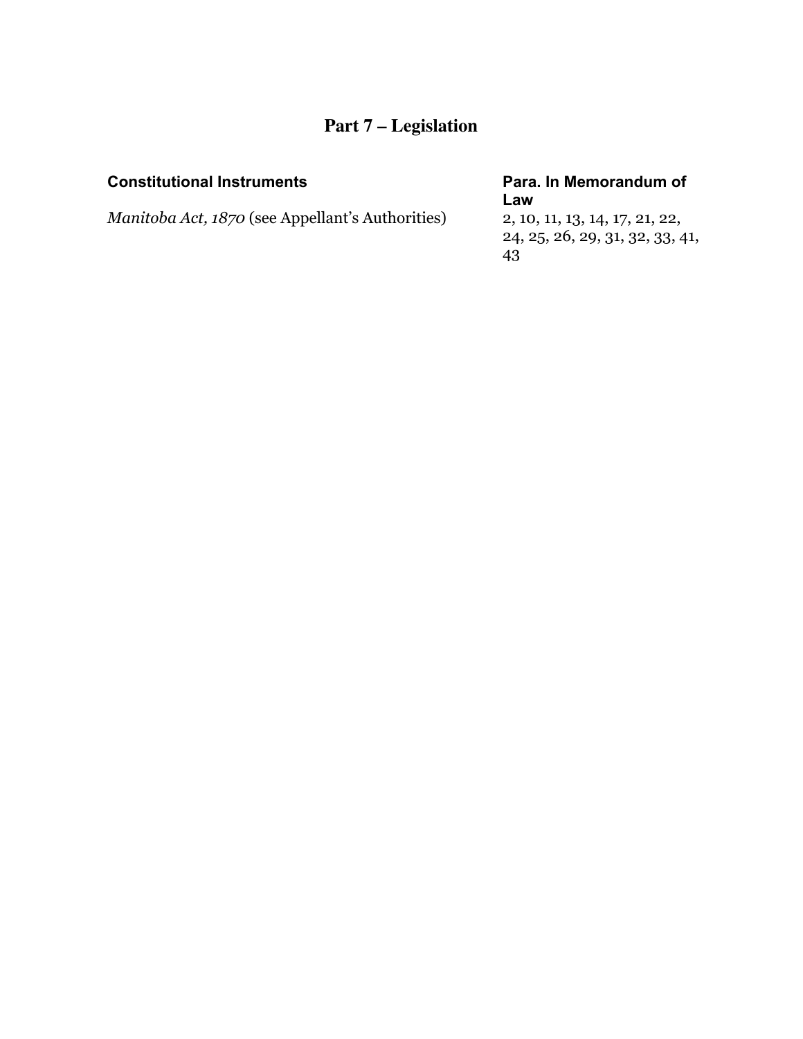# Part 7 – Legislation

| Constitutional Instruments | Para. In Memorandum of Law |
| --- | --- |
| *Manitoba Act, 1870* (see Appellant's Authorities) | 2, 10, 11, 13, 14, 17, 21, 22, 24, 25, 26, 29, 31, 32, 33, 41, 43 |